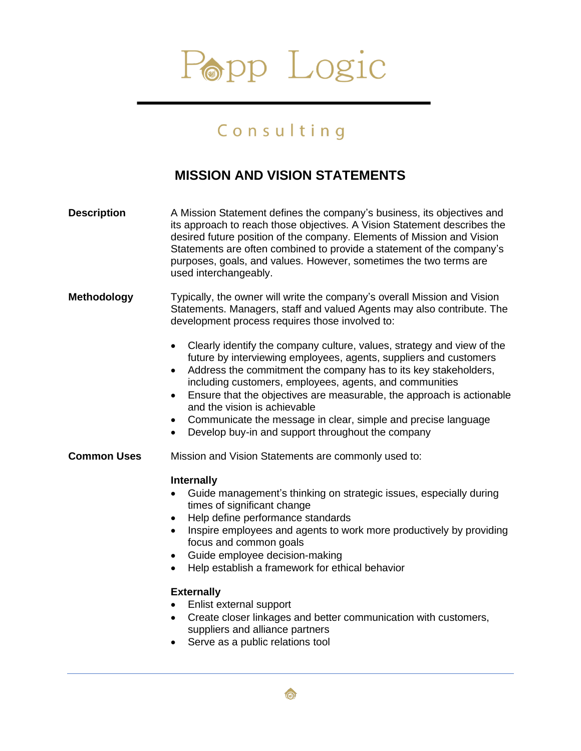# Popp Logic

## Consulting

## MISSION AND VISION STATEMENTS

**Description**

A Mission Statement defines the company's business, its objectives and its approach to reach those objectives. A Vision Statement describes the desired future position of the company. Elements of Mission and Vision Statements are often combined to provide a statement of the company's purposes, goals, and values. However, sometimes the two terms are used interchangeably.

**Methodology**

Typically, the owner will write the company's overall Mission and Vision Statements. Managers, staff and valued Agents may also contribute. The development process requires those involved to:

- Clearly identify the company culture, values, strategy and view of the future by interviewing employees, agents, suppliers and customers
- Address the commitment the company has to its key stakeholders, including customers, employees, agents, and communities
- Ensure that the objectives are measurable, the approach is actionable and the vision is achievable
- Communicate the message in clear, simple and precise language
- Develop buy-in and support throughout the company

**Common Uses**

Mission and Vision Statements are commonly used to:

**Internally**

- Guide management's thinking on strategic issues, especially during times of significant change
- Help define performance standards
- Inspire employees and agents to work more productively by providing focus and common goals
- Guide employee decision-making
- Help establish a framework for ethical behavior

**Externally**

- Enlist external support
- Create closer linkages and better communication with customers, suppliers and alliance partners
- Serve as a public relations tool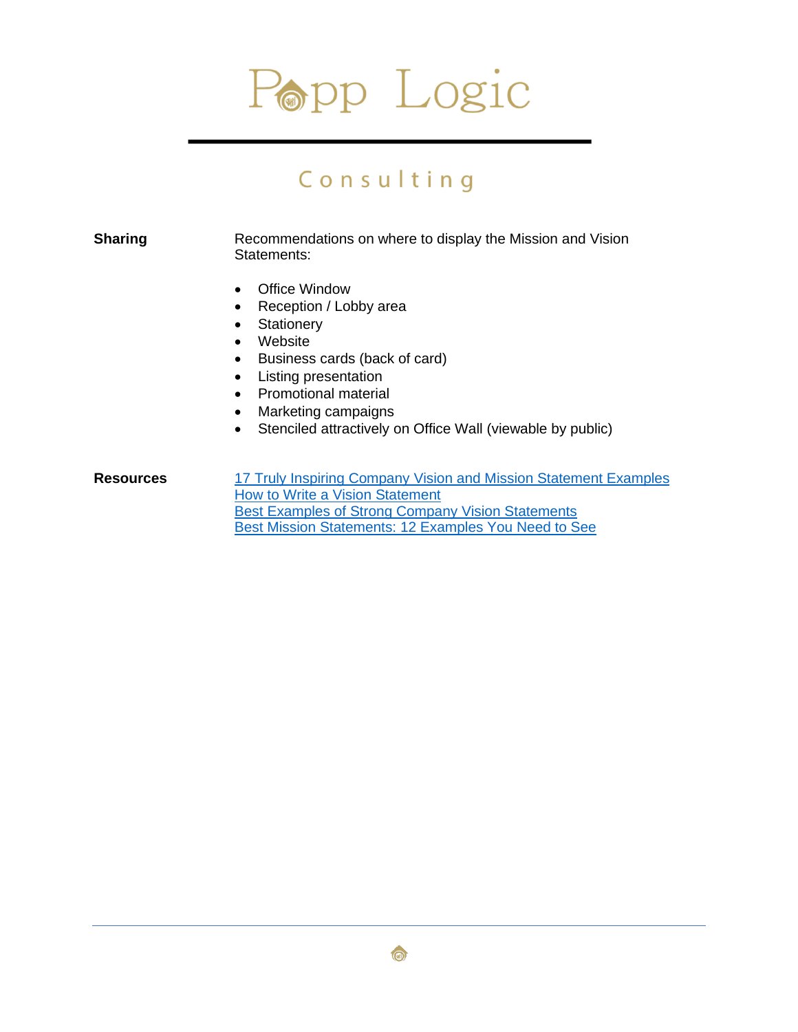**Sharing**

Recommendations on where to display the Mission and Vision Statements:

- Office Window
- Reception / Lobby area
- Stationery
- Website
- Business cards (back of card)
- Listing presentation
- Promotional material
- Marketing campaigns
- Stenciled attractively on Office Wall (viewable by public)

**Resources**

17 Truly Inspiring Company Vision and Mission Statement Examples
How to Write a Vision Statement
Best Examples of Strong Company Vision Statements
Best Mission Statements: 12 Examples You Need to See